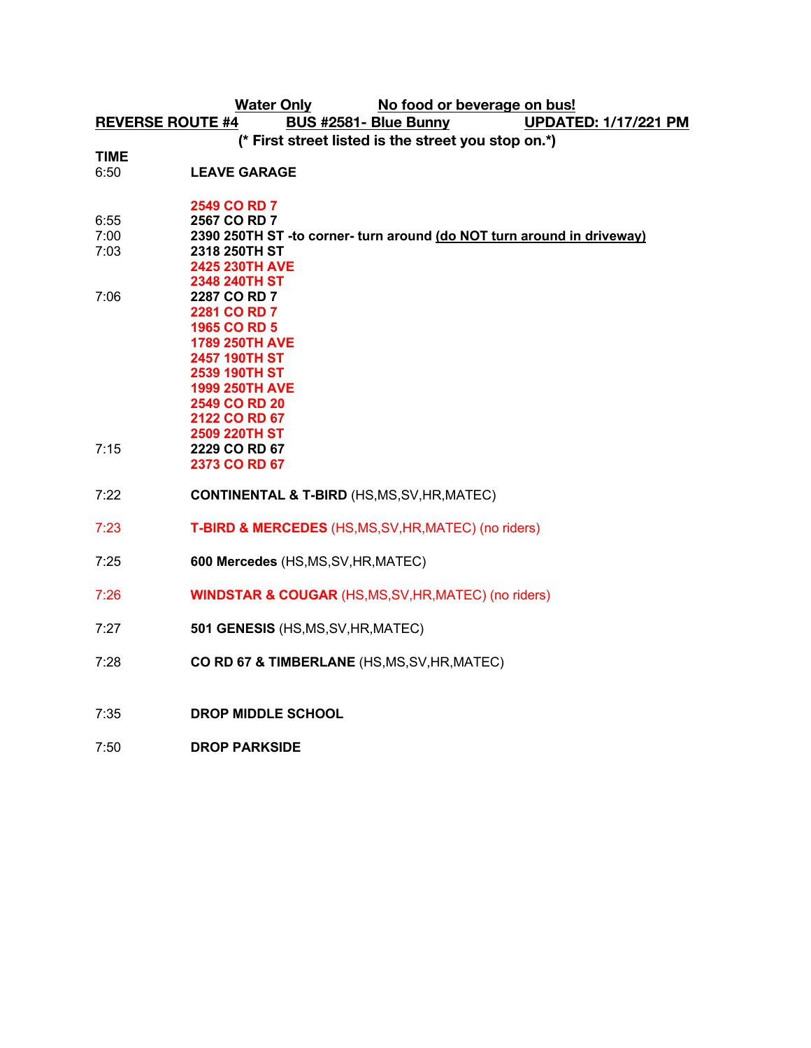**Water Only** **No food or beverage on bus!**

**REVERSE ROUTE #4** **BUS #2581- Blue Bunny** **UPDATED: 1/17/221 PM**

**(* First street listed is the street you stop on.*)**

| TIME | |
|---|---|
| 6:50 | **LEAVE GARAGE** |
| | **2549 CO RD 7** |
| 6:55 | **2567 CO RD 7** |
| 7:00 | **2390 250TH ST -to corner- turn around** **(do NOT turn around in driveway)** |
| 7:03 | **2318 250TH ST** |
| | **2425 230TH AVE** |
| | **2348 240TH ST** |
| 7:06 | **2287 CO RD 7** |
| | **2281 CO RD 7** |
| | **1965 CO RD 5** |
| | **1789 250TH AVE** |
| | **2457 190TH ST** |
| | **2539 190TH ST** |
| | **1999 250TH AVE** |
| | **2549 CO RD 20** |
| | **2122 CO RD 67** |
| | **2509 220TH ST** |
| 7:15 | **2229 CO RD 67** |
| | **2373 CO RD 67** |
| 7:22 | **CONTINENTAL & T-BIRD** (HS,MS,SV,HR,MATEC) |
| 7:23 | **T-BIRD & MERCEDES** (HS,MS,SV,HR,MATEC) (no riders) |
| 7:25 | **600 Mercedes** (HS,MS,SV,HR,MATEC) |
| 7:26 | **WINDSTAR & COUGAR** (HS,MS,SV,HR,MATEC) (no riders) |
| 7:27 | **501 GENESIS** (HS,MS,SV,HR,MATEC) |
| 7:28 | **CO RD 67 & TIMBERLANE** (HS,MS,SV,HR,MATEC) |
| 7:35 | **DROP MIDDLE SCHOOL** |
| 7:50 | **DROP PARKSIDE** |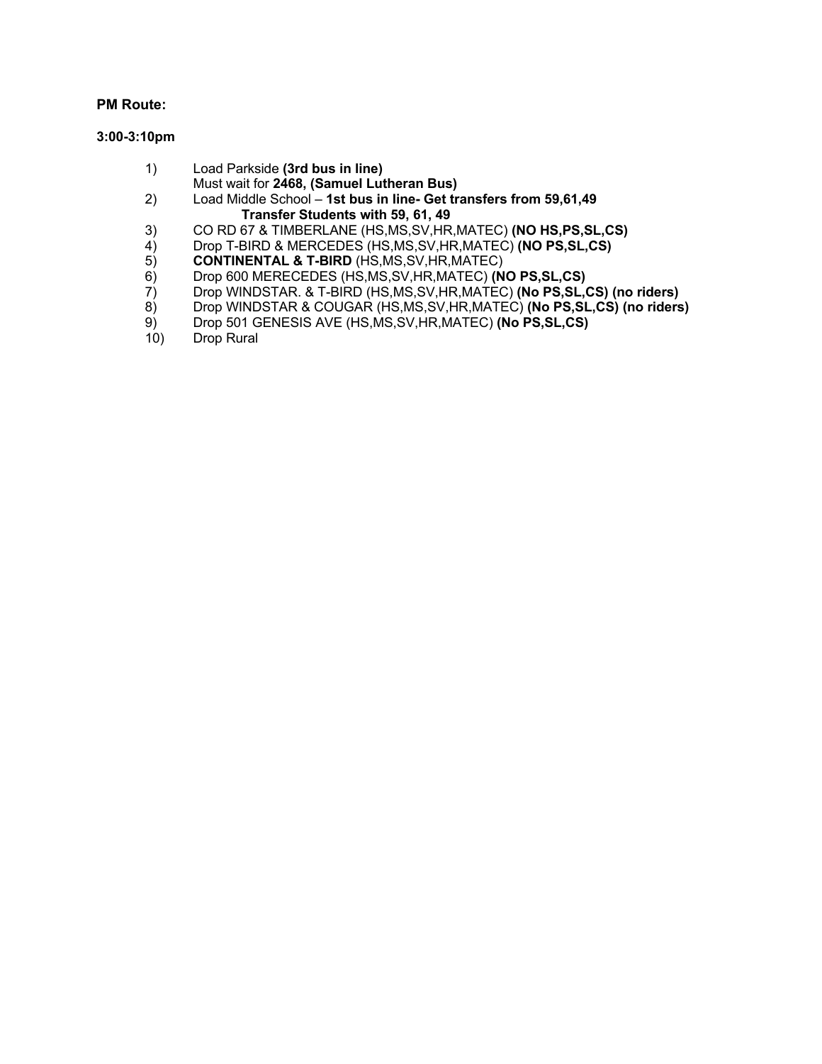**PM Route:**

**3:00-3:10pm**

1) Load Parkside **(3rd bus in line)**
   Must wait for **2468, (Samuel Lutheran Bus)**
2) Load Middle School – **1st bus in line- Get transfers from 59,61,49**
   **Transfer Students with 59, 61, 49**
3) CO RD 67 & TIMBERLANE (HS,MS,SV,HR,MATEC) **(NO HS,PS,SL,CS)**
4) Drop T-BIRD & MERCEDES (HS,MS,SV,HR,MATEC) **(NO PS,SL,CS)**
5) **CONTINENTAL & T-BIRD** (HS,MS,SV,HR,MATEC)
6) Drop 600 MERECEDES (HS,MS,SV,HR,MATEC) **(NO PS,SL,CS)**
7) Drop WINDSTAR. & T-BIRD (HS,MS,SV,HR,MATEC) **(No PS,SL,CS) (no riders)**
8) Drop WINDSTAR & COUGAR (HS,MS,SV,HR,MATEC) **(No PS,SL,CS) (no riders)**
9) Drop 501 GENESIS AVE (HS,MS,SV,HR,MATEC) **(No PS,SL,CS)**
10) Drop Rural